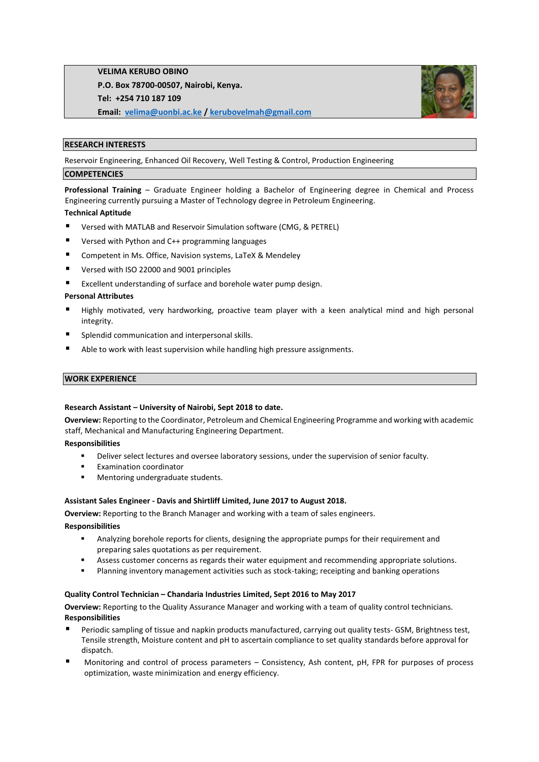**VELIMA KERUBO OBINO**

**P.O. Box 78700-00507, Nairobi, Kenya.**

**Tel: +254 710 187 109**

**Email: velima@uonbi.ac.ke / kerubovelmah@gmail.com**

## RESEARCH INTERESTS

Reservoir Engineering, Enhanced Oil Recovery, Well Testing & Control, Production Engineering

## COMPETENCIES

**Professional Training** – Graduate Engineer holding a Bachelor of Engineering degree in Chemical and Process Engineering currently pursuing a Master of Technology degree in Petroleum Engineering.

**Technical Aptitude**

- Versed with MATLAB and Reservoir Simulation software (CMG, & PETREL)
- Versed with Python and C++ programming languages
- Competent in Ms. Office, Navision systems, LaTeX & Mendeley
- Versed with ISO 22000 and 9001 principles
- Excellent understanding of surface and borehole water pump design.

**Personal Attributes**

- Highly motivated, very hardworking, proactive team player with a keen analytical mind and high personal integrity.
- Splendid communication and interpersonal skills.
- Able to work with least supervision while handling high pressure assignments.

## WORK EXPERIENCE

**Research Assistant – University of Nairobi, Sept 2018 to date.**

**Overview:** Reporting to the Coordinator, Petroleum and Chemical Engineering Programme and working with academic staff, Mechanical and Manufacturing Engineering Department.

**Responsibilities**

- Deliver select lectures and oversee laboratory sessions, under the supervision of senior faculty.
- Examination coordinator
- Mentoring undergraduate students.

**Assistant Sales Engineer - Davis and Shirtliff Limited, June 2017 to August 2018.**

**Overview:** Reporting to the Branch Manager and working with a team of sales engineers.

**Responsibilities**

- Analyzing borehole reports for clients, designing the appropriate pumps for their requirement and preparing sales quotations as per requirement.
- Assess customer concerns as regards their water equipment and recommending appropriate solutions.
- Planning inventory management activities such as stock-taking; receipting and banking operations

**Quality Control Technician – Chandaria Industries Limited, Sept 2016 to May 2017**

**Overview:** Reporting to the Quality Assurance Manager and working with a team of quality control technicians.

**Responsibilities**

- Periodic sampling of tissue and napkin products manufactured, carrying out quality tests- GSM, Brightness test, Tensile strength, Moisture content and pH to ascertain compliance to set quality standards before approval for dispatch.
- Monitoring and control of process parameters – Consistency, Ash content, pH, FPR for purposes of process optimization, waste minimization and energy efficiency.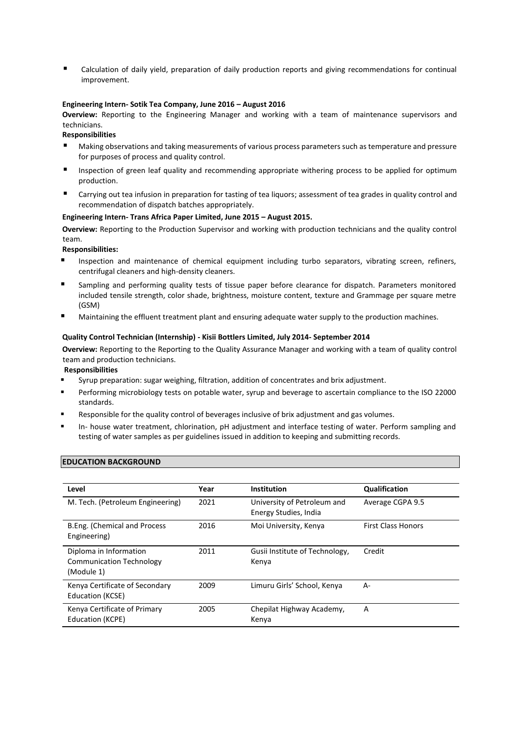- Calculation of daily yield, preparation of daily production reports and giving recommendations for continual improvement.

**Engineering Intern- Sotik Tea Company, June 2016 – August 2016**

**Overview:** Reporting to the Engineering Manager and working with a team of maintenance supervisors and technicians.

**Responsibilities**

- Making observations and taking measurements of various process parameters such as temperature and pressure for purposes of process and quality control.
- Inspection of green leaf quality and recommending appropriate withering process to be applied for optimum production.
- Carrying out tea infusion in preparation for tasting of tea liquors; assessment of tea grades in quality control and recommendation of dispatch batches appropriately.

**Engineering Intern- Trans Africa Paper Limited, June 2015 – August 2015.**

**Overview:** Reporting to the Production Supervisor and working with production technicians and the quality control team.

**Responsibilities:**

- Inspection and maintenance of chemical equipment including turbo separators, vibrating screen, refiners, centrifugal cleaners and high-density cleaners.
- Sampling and performing quality tests of tissue paper before clearance for dispatch. Parameters monitored included tensile strength, color shade, brightness, moisture content, texture and Grammage per square metre (GSM)
- Maintaining the effluent treatment plant and ensuring adequate water supply to the production machines.

**Quality Control Technician (Internship) - Kisii Bottlers Limited, July 2014- September 2014**

**Overview:** Reporting to the Reporting to the Quality Assurance Manager and working with a team of quality control team and production technicians.

**Responsibilities**

- Syrup preparation: sugar weighing, filtration, addition of concentrates and brix adjustment.
- Performing microbiology tests on potable water, syrup and beverage to ascertain compliance to the ISO 22000 standards.
- Responsible for the quality control of beverages inclusive of brix adjustment and gas volumes.
- In- house water treatment, chlorination, pH adjustment and interface testing of water. Perform sampling and testing of water samples as per guidelines issued in addition to keeping and submitting records.

## EDUCATION BACKGROUND

| Level | Year | Institution | Qualification |
|---|---|---|---|
| M. Tech. (Petroleum Engineering) | 2021 | University of Petroleum and Energy Studies, India | Average CGPA 9.5 |
| B.Eng. (Chemical and Process Engineering) | 2016 | Moi University, Kenya | First Class Honors |
| Diploma in Information Communication Technology (Module 1) | 2011 | Gusii Institute of Technology, Kenya | Credit |
| Kenya Certificate of Secondary Education (KCSE) | 2009 | Limuru Girls' School, Kenya | A- |
| Kenya Certificate of Primary Education (KCPE) | 2005 | Chepilat Highway Academy, Kenya | A |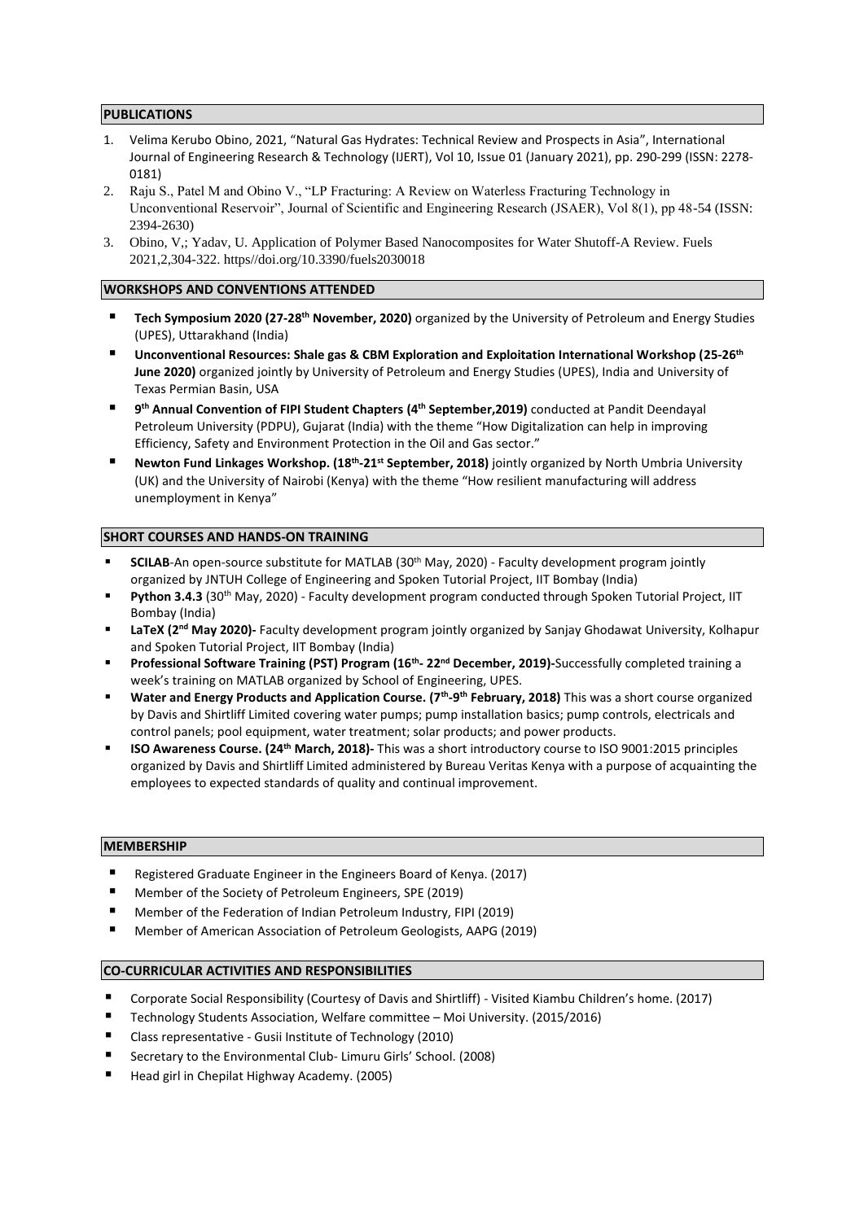## PUBLICATIONS

1. Velima Kerubo Obino, 2021, "Natural Gas Hydrates: Technical Review and Prospects in Asia", International Journal of Engineering Research & Technology (IJERT), Vol 10, Issue 01 (January 2021), pp. 290-299 (ISSN: 2278-0181)
2. Raju S., Patel M and Obino V., "LP Fracturing: A Review on Waterless Fracturing Technology in Unconventional Reservoir", Journal of Scientific and Engineering Research (JSAER), Vol 8(1), pp 48-54 (ISSN: 2394-2630)
3. Obino, V,; Yadav, U. Application of Polymer Based Nanocomposites for Water Shutoff-A Review. Fuels 2021,2,304-322. https//doi.org/10.3390/fuels2030018

## WORKSHOPS AND CONVENTIONS ATTENDED

- **Tech Symposium 2020 (27-28th November, 2020)** organized by the University of Petroleum and Energy Studies (UPES), Uttarakhand (India)
- **Unconventional Resources: Shale gas & CBM Exploration and Exploitation International Workshop (25-26th June 2020)** organized jointly by University of Petroleum and Energy Studies (UPES), India and University of Texas Permian Basin, USA
- **9th Annual Convention of FIPI Student Chapters (4th September,2019)** conducted at Pandit Deendayal Petroleum University (PDPU), Gujarat (India) with the theme "How Digitalization can help in improving Efficiency, Safety and Environment Protection in the Oil and Gas sector."
- **Newton Fund Linkages Workshop. (18th-21st September, 2018)** jointly organized by North Umbria University (UK) and the University of Nairobi (Kenya) with the theme "How resilient manufacturing will address unemployment in Kenya"

## SHORT COURSES AND HANDS-ON TRAINING

- **SCILAB**-An open-source substitute for MATLAB (30th May, 2020) - Faculty development program jointly organized by JNTUH College of Engineering and Spoken Tutorial Project, IIT Bombay (India)
- **Python 3.4.3** (30th May, 2020) - Faculty development program conducted through Spoken Tutorial Project, IIT Bombay (India)
- **LaTeX (2nd May 2020)-** Faculty development program jointly organized by Sanjay Ghodawat University, Kolhapur and Spoken Tutorial Project, IIT Bombay (India)
- **Professional Software Training (PST) Program (16th- 22nd December, 2019)-**Successfully completed training a week's training on MATLAB organized by School of Engineering, UPES.
- **Water and Energy Products and Application Course. (7th-9th February, 2018)** This was a short course organized by Davis and Shirtliff Limited covering water pumps; pump installation basics; pump controls, electricals and control panels; pool equipment, water treatment; solar products; and power products.
- **ISO Awareness Course. (24th March, 2018)-** This was a short introductory course to ISO 9001:2015 principles organized by Davis and Shirtliff Limited administered by Bureau Veritas Kenya with a purpose of acquainting the employees to expected standards of quality and continual improvement.

## MEMBERSHIP

- Registered Graduate Engineer in the Engineers Board of Kenya. (2017)
- Member of the Society of Petroleum Engineers, SPE (2019)
- Member of the Federation of Indian Petroleum Industry, FIPI (2019)
- Member of American Association of Petroleum Geologists, AAPG (2019)

## CO-CURRICULAR ACTIVITIES AND RESPONSIBILITIES

- Corporate Social Responsibility (Courtesy of Davis and Shirtliff) - Visited Kiambu Children's home. (2017)
- Technology Students Association, Welfare committee – Moi University. (2015/2016)
- Class representative - Gusii Institute of Technology (2010)
- Secretary to the Environmental Club- Limuru Girls' School. (2008)
- Head girl in Chepilat Highway Academy. (2005)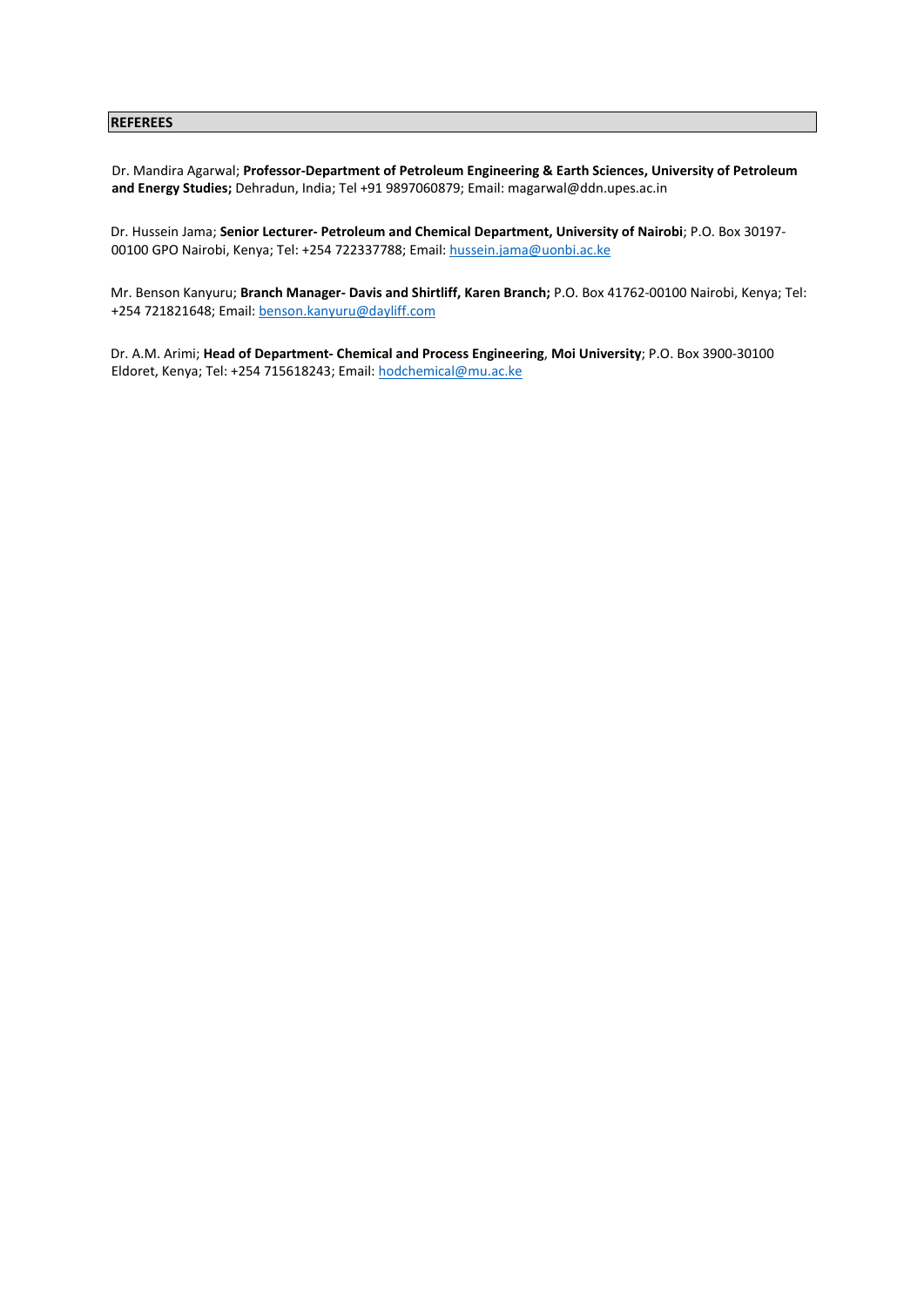## REFEREES

Dr. Mandira Agarwal; **Professor-Department of Petroleum Engineering & Earth Sciences, University of Petroleum and Energy Studies;** Dehradun, India; Tel +91 9897060879; Email: magarwal@ddn.upes.ac.in

Dr. Hussein Jama; **Senior Lecturer- Petroleum and Chemical Department, University of Nairobi**; P.O. Box 30197-00100 GPO Nairobi, Kenya; Tel: +254 722337788; Email: hussein.jama@uonbi.ac.ke

Mr. Benson Kanyuru; **Branch Manager- Davis and Shirtliff, Karen Branch;** P.O. Box 41762-00100 Nairobi, Kenya; Tel: +254 721821648; Email: benson.kanyuru@dayliff.com

Dr. A.M. Arimi; **Head of Department- Chemical and Process Engineering**, **Moi University**; P.O. Box 3900-30100 Eldoret, Kenya; Tel: +254 715618243; Email: hodchemical@mu.ac.ke